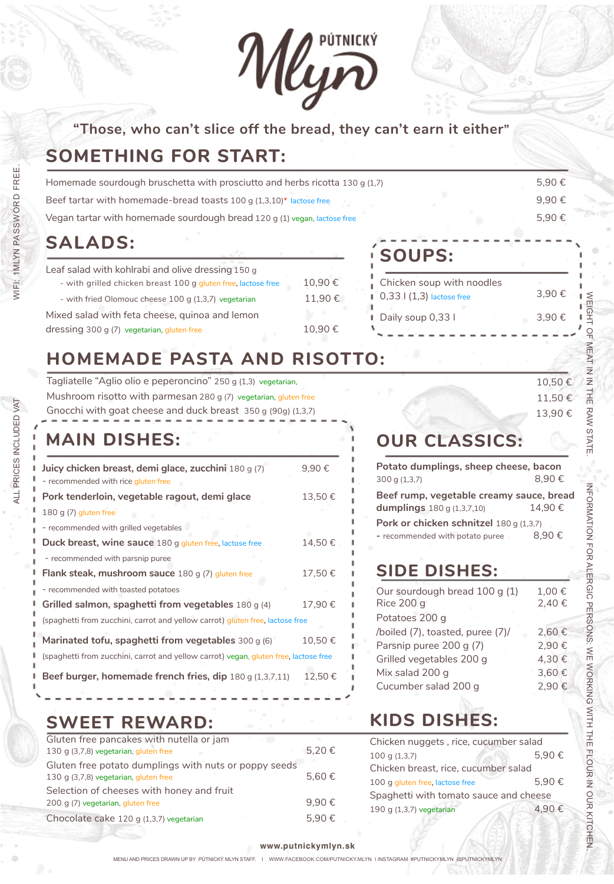# PÚTNICKÝ Mlyn

"Those, who can't slice off the bread, they can't earn it either"

## SOMETHING FOR START:

| | |
|---|---|
| Homemade sourdough bruschetta with prosciutto and herbs ricotta 130 g (1,7) | 5,90 € |
| Beef tartar with homemade-bread toasts 100 g (1,3,10)* lactose free | 9,90 € |
| Vegan tartar with homemade sourdough bread 120 g (1) vegan, lactose free | 5,90 € |

## SALADS:

Leaf salad with kohlrabi and olive dressing 150 g

| | |
|---|---|
| - with grilled chicken breast 100 g gluten free, lactose free | 10,90 € |
| - with fried Olomouc cheese 100 g (1,3,7) vegetarian | 11,90 € |
| Mixed salad with feta cheese, quinoa and lemon dressing 300 g (7) vegetarian, gluten free | 10,90 € |

## SOUPS:

| | |
|---|---|
| Chicken soup with noodles 0,33 l (1,3) lactose free | 3,90 € |
| Daily soup 0,33 l | 3,90 € |

## HOMEMADE PASTA AND RISOTTO:

| | |
|---|---|
| Tagliatelle "Aglio olio e peperoncino" 250 g (1,3) vegetarian, | 10,50 € |
| Mushroom risotto with parmesan 280 g (7) vegetarian, gluten free | 11,50 € |
| Gnocchi with goat cheese and duck breast 350 g (90g) (1,3,7) | 13,90 € |

## MAIN DISHES:

| | |
|---|---|
| **Juicy chicken breast, demi glace, zucchini** 180 g (7) - recommended with rice gluten free | 9,90 € |
| **Pork tenderloin, vegetable ragout, demi glace** 180 g (7) gluten free - recommended with grilled vegetables | 13,50 € |
| **Duck breast, wine sauce** 180 g gluten free, lactose free - recommended with parsnip puree | 14,50 € |
| **Flank steak, mushroom sauce** 180 g (7) gluten free - recommended with toasted potatoes | 17,50 € |
| **Grilled salmon, spaghetti from vegetables** 180 g (4) (spaghetti from zucchini, carrot and yellow carrot) gluten free, lactose free | 17,90 € |
| **Marinated tofu, spaghetti from vegetables** 300 g (6) (spaghetti from zucchini, carrot and yellow carrot) vegan, gluten free, lactose free | 10,50 € |
| **Beef burger, homemade french fries, dip** 180 g (1,3,7,11) | 12,50 € |

## OUR CLASSICS:

| | |
|---|---|
| **Potato dumplings, sheep cheese, bacon** 300 g (1,3,7) | 8,90 € |
| **Beef rump, vegetable creamy sauce, bread dumplings** 180 g (1,3,7,10) | 14,90 € |
| **Pork or chicken schnitzel** 180 g (1,3,7) - recommended with potato puree | 8,90 € |

## SIDE DISHES:

| | |
|---|---|
| Our sourdough bread 100 g (1) | 1,00 € |
| Rice 200 g | 2,40 € |
| Potatoes 200 g /boiled (7), toasted, puree (7)/ | 2,60 € |
| Parsnip puree 200 g (7) | 2,90 € |
| Grilled vegetables 200 g | 4,30 € |
| Mix salad 200 g | 3,60 € |
| Cucumber salad 200 g | 2,90 € |

## SWEET REWARD:

| | |
|---|---|
| Gluten free pancakes with nutella or jam 130 g (3,7,8) vegetarian, gluten free | 5,20 € |
| Gluten free potato dumplings with nuts or poppy seeds 130 g (3,7,8) vegetarian, gluten free | 5,60 € |
| Selection of cheeses with honey and fruit 200 g (7) vegetarian, gluten free | 9,90 € |
| Chocolate cake 120 g (1,3,7) vegetarian | 5,90 € |

## KIDS DISHES:

| | |
|---|---|
| Chicken nuggets , rice, cucumber salad 100 g (1,3,7) | 5,90 € |
| Chicken breast, rice, cucumber salad 100 g gluten free, lactose free | 5,90 € |
| Spaghetti with tomato sauce and cheese 190 g (1,3,7) vegetarian | 4,90 € |

WIFI: 1MLYN PASSWORD FREE.

ALL PRICES INCLUDED VAT

WEIGHT OF MEAT IN IN THE RAW STATE.

INFORMATION FOR ALERGIC PERSONS: WE WORKING WITH THE FLOUR IN OUR KITCHEN.

www.putnickymlyn.sk

MENU AND PRICES DRAWN UP BY PÚTNICKÝ MLYN STAFF. | WWW.FACEBOOK.COM/PUTNICKY.MLYN | INSTAGRAM #PUTNICKYMLYN @PUTNICKYMLYN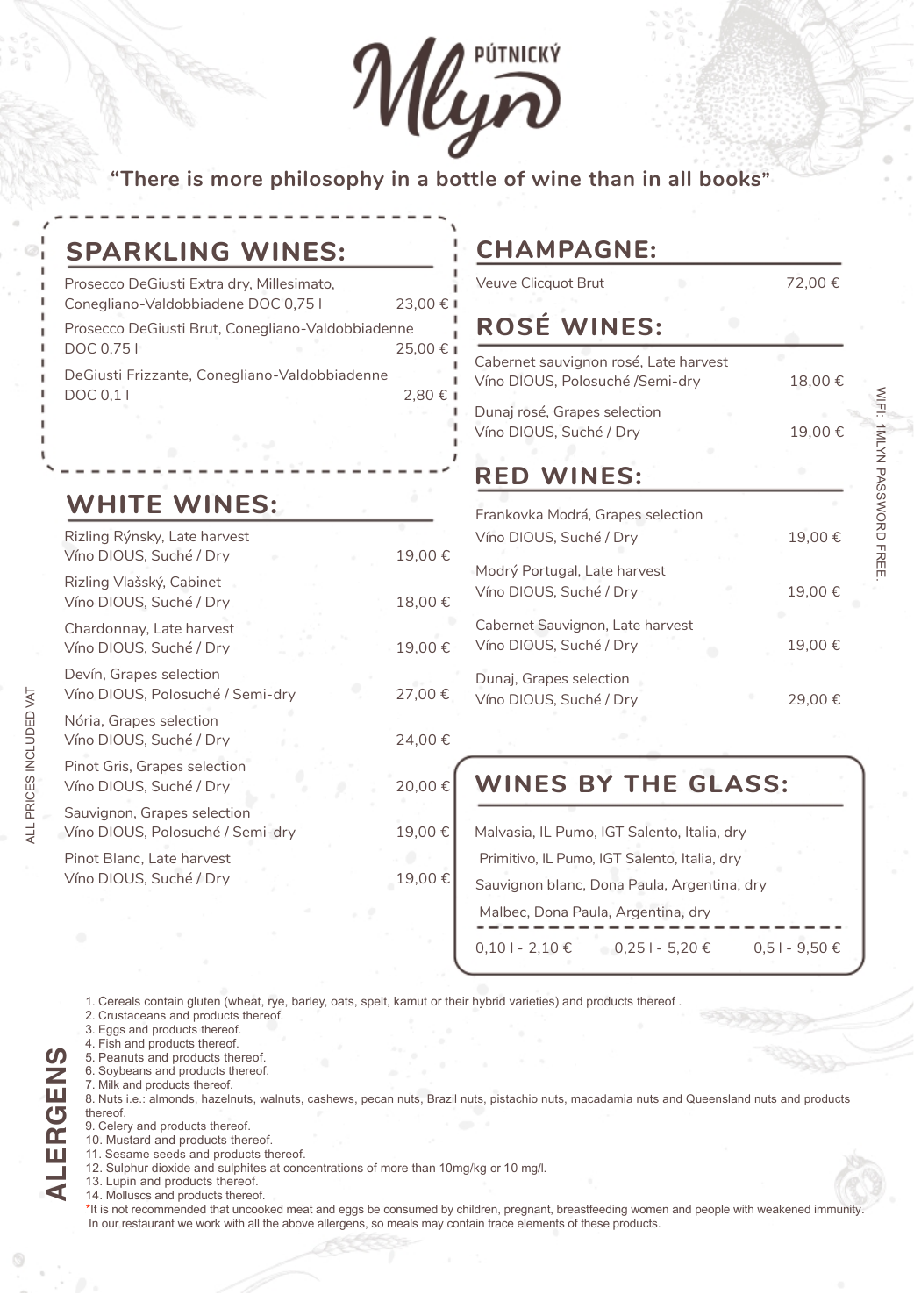# PÚTNICKÝ Mlyn

**"There is more philosophy in a bottle of wine than in all books"**

## SPARKLING WINES:

| | |
|---|---|
| Prosecco DeGiusti Extra dry, Millesimato, Conegliano-Valdobbiadene DOC 0,75 l | 23,00 € |
| Prosecco DeGiusti Brut, Conegliano-Valdobbiadenne DOC 0,75 l | 25,00 € |
| DeGiusti Frizzante, Conegliano-Valdobbiadenne DOC 0,1 l | 2,80 € |

## WHITE WINES:

| | |
|---|---|
| Rizling Rýnsky, Late harvest<br>Víno DIOUS, Suché / Dry | 19,00 € |
| Rizling Vlašský, Cabinet<br>Víno DIOUS, Suché / Dry | 18,00 € |
| Chardonnay, Late harvest<br>Víno DIOUS, Suché / Dry | 19,00 € |
| Devín, Grapes selection<br>Víno DIOUS, Polosuché / Semi-dry | 27,00 € |
| Nória, Grapes selection<br>Víno DIOUS, Suché / Dry | 24,00 € |
| Pinot Gris, Grapes selection<br>Víno DIOUS, Suché / Dry | 20,00 € |
| Sauvignon, Grapes selection<br>Víno DIOUS, Polosuché / Semi-dry | 19,00 € |
| Pinot Blanc, Late harvest<br>Víno DIOUS, Suché / Dry | 19,00 € |

## CHAMPAGNE:

| | |
|---|---|
| Veuve Clicquot Brut | 72,00 € |

## ROSÉ WINES:

| | |
|---|---|
| Cabernet sauvignon rosé, Late harvest<br>Víno DIOUS, Polosuché /Semi-dry | 18,00 € |
| Dunaj rosé, Grapes selection<br>Víno DIOUS, Suché / Dry | 19,00 € |

## RED WINES:

| | |
|---|---|
| Frankovka Modrá, Grapes selection<br>Víno DIOUS, Suché / Dry | 19,00 € |
| Modrý Portugal, Late harvest<br>Víno DIOUS, Suché / Dry | 19,00 € |
| Cabernet Sauvignon, Late harvest<br>Víno DIOUS, Suché / Dry | 19,00 € |
| Dunaj, Grapes selection<br>Víno DIOUS, Suché / Dry | 29,00 € |

## WINES BY THE GLASS:

Malvasia, IL Pumo, IGT Salento, Italia, dry

Primitivo, IL Pumo, IGT Salento, Italia, dry

Sauvignon blanc, Dona Paula, Argentina, dry

Malbec, Dona Paula, Argentina, dry

0,10 l - 2,10 € 0,25 l - 5,20 € 0,5 l - 9,50 €

WIFI: 1MLYN PASSWORD FREE.

ALL PRICES INCLUDED VAT

## ALERGENS

1. Cereals contain gluten (wheat, rye, barley, oats, spelt, kamut or their hybrid varieties) and products thereof .
2. Crustaceans and products thereof.
3. Eggs and products thereof.
4. Fish and products thereof.
5. Peanuts and products thereof.
6. Soybeans and products thereof.
7. Milk and products thereof.
8. Nuts i.e.: almonds, hazelnuts, walnuts, cashews, pecan nuts, Brazil nuts, pistachio nuts, macadamia nuts and Queensland nuts and products thereof.
9. Celery and products thereof.
10. Mustard and products thereof.
11. Sesame seeds and products thereof.
12. Sulphur dioxide and sulphites at concentrations of more than 10mg/kg or 10 mg/l.
13. Lupin and products thereof.
14. Molluscs and products thereof.

*It is not recommended that uncooked meat and eggs be consumed by children, pregnant, breastfeeding women and people with weakened immunity. In our restaurant we work with all the above allergens, so meals may contain trace elements of these products.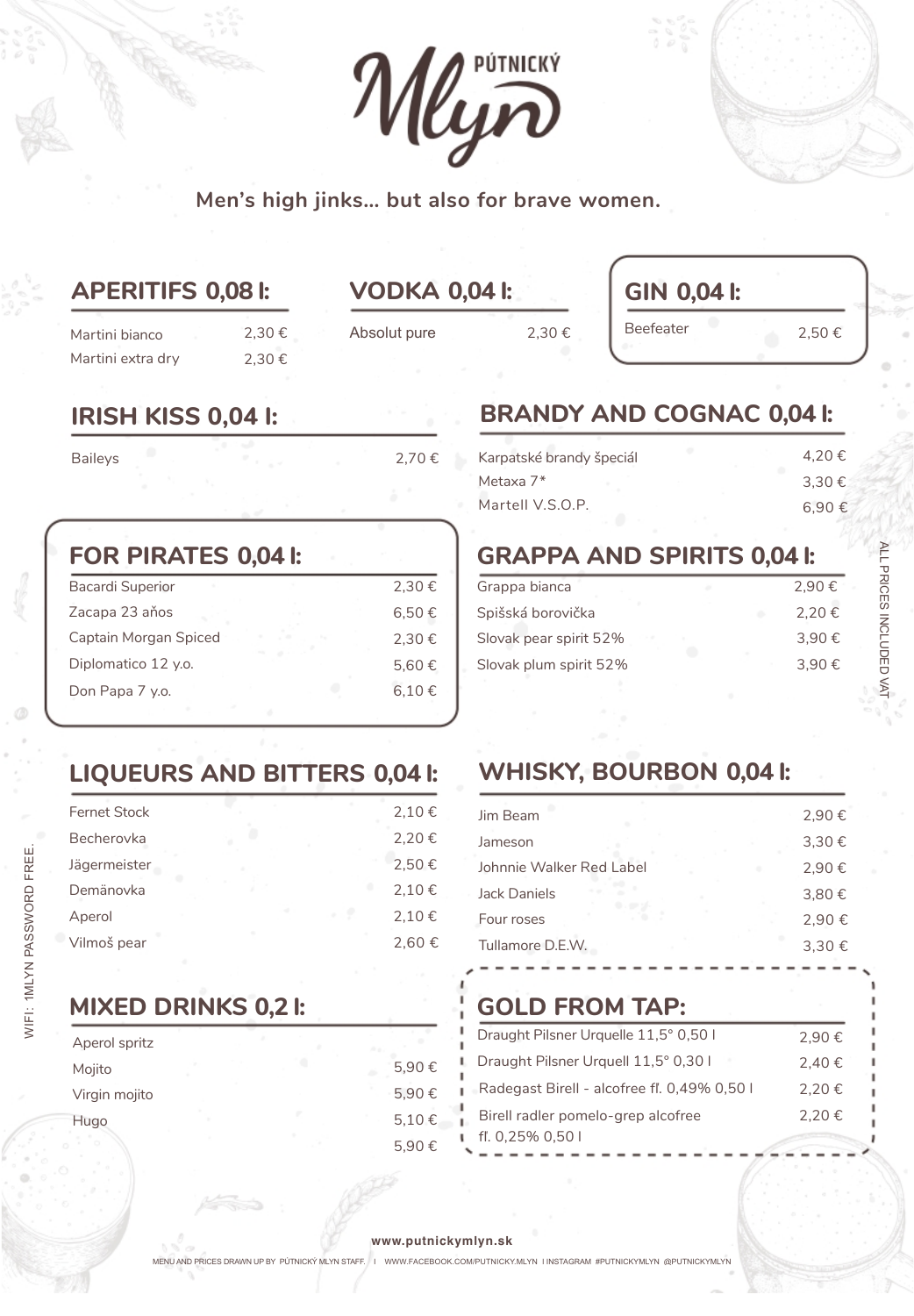# PÚTNICKÝ Mlyn

**Men's high jinks... but also for brave women.**

## APERITIFS 0,08 l:

| Item | Price |
| --- | --- |
| Martini bianco | 2,30 € |
| Martini extra dry | 2,30 € |

## VODKA 0,04 l:

| Item | Price |
| --- | --- |
| Absolut pure | 2,30 € |

## GIN 0,04 l:

| Item | Price |
| --- | --- |
| Beefeater | 2,50 € |

## IRISH KISS 0,04 l:

| Item | Price |
| --- | --- |
| Baileys | 2,70 € |

## BRANDY AND COGNAC 0,04 l:

| Item | Price |
| --- | --- |
| Karpatské brandy špeciál | 4,20 € |
| Metaxa 7* | 3,30 € |
| Martell V.S.O.P. | 6,90 € |

## FOR PIRATES 0,04 l:

| Item | Price |
| --- | --- |
| Bacardi Superior | 2,30 € |
| Zacapa 23 aňos | 6,50 € |
| Captain Morgan Spiced | 2,30 € |
| Diplomatico 12 y.o. | 5,60 € |
| Don Papa 7 y.o. | 6,10 € |

## GRAPPA AND SPIRITS 0,04 l:

| Item | Price |
| --- | --- |
| Grappa bianca | 2,90 € |
| Spišská borovička | 2,20 € |
| Slovak pear spirit 52% | 3,90 € |
| Slovak plum spirit 52% | 3,90 € |

## LIQUEURS AND BITTERS 0,04 l:

| Item | Price |
| --- | --- |
| Fernet Stock | 2,10 € |
| Becherovka | 2,20 € |
| Jägermeister | 2,50 € |
| Demänovka | 2,10 € |
| Aperol | 2,10 € |
| Vilmoš pear | 2,60 € |

## WHISKY, BOURBON 0,04 l:

| Item | Price |
| --- | --- |
| Jim Beam | 2,90 € |
| Jameson | 3,30 € |
| Johnnie Walker Red Label | 2,90 € |
| Jack Daniels | 3,80 € |
| Four roses | 2,90 € |
| Tullamore D.E.W. | 3,30 € |

## MIXED DRINKS 0,2 l:

| Item | Price |
| --- | --- |
| Aperol spritz | 5,90 € |
| Mojito | 5,90 € |
| Virgin mojito | 5,10 € |
| Hugo | 5,90 € |

## GOLD FROM TAP:

| Item | Price |
| --- | --- |
| Draught Pilsner Urquelle 11,5° 0,50 l | 2,90 € |
| Draught Pilsner Urquell 11,5° 0,30 l | 2,40 € |
| Radegast Birell - alcofree fl. 0,49% 0,50 l | 2,20 € |
| Birell radler pomelo-grep alcofree fl. 0,25% 0,50 l | 2,20 € |

ALL PRICES INCLUDED VAT

WIFI: 1MLYN PASSWORD FREE.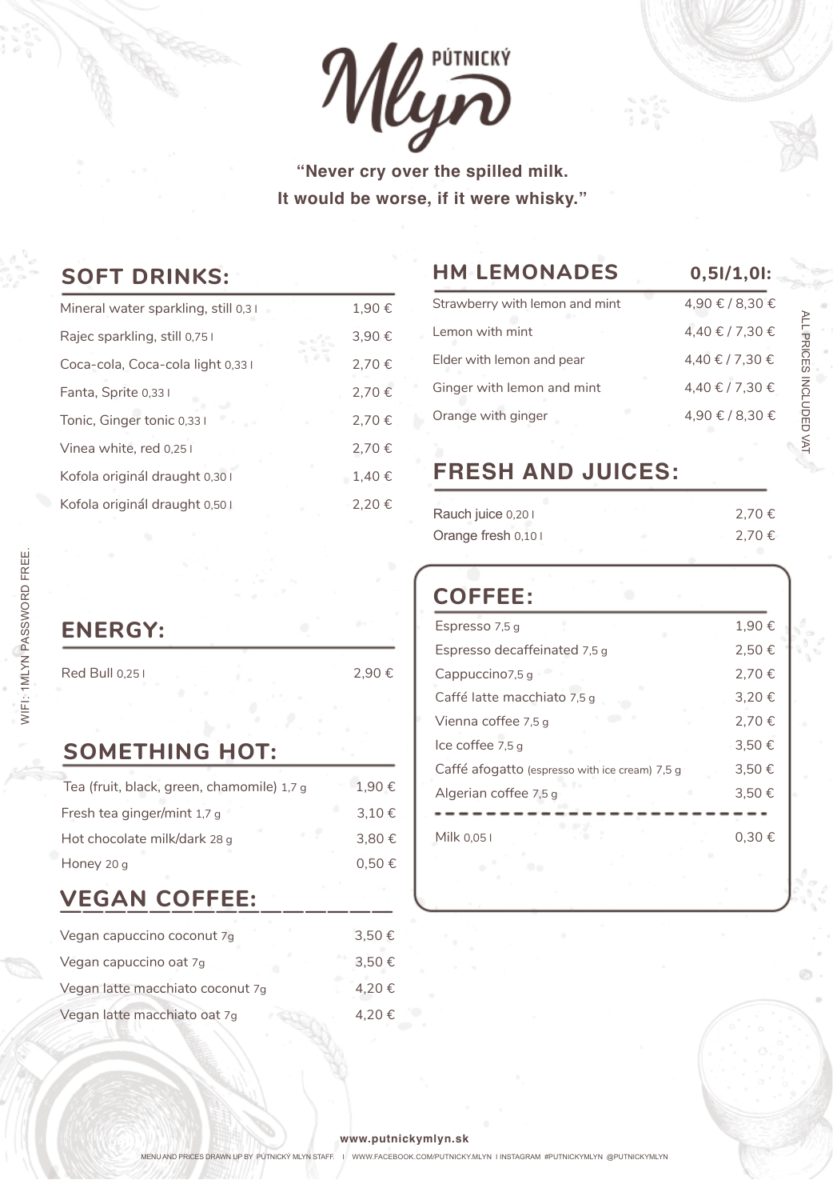# Pútnický Mlyn

**"Never cry over the spilled milk.
It would be worse, if it were whisky."**

## SOFT DRINKS:

| | |
|---|---|
| Mineral water sparkling, still 0,3 l | 1,90 € |
| Rajec sparkling, still 0,75 l | 3,90 € |
| Coca-cola, Coca-cola light 0,33 l | 2,70 € |
| Fanta, Sprite 0,33 l | 2,70 € |
| Tonic, Ginger tonic 0,33 l | 2,70 € |
| Vinea white, red 0,25 l | 2,70 € |
| Kofola originál draught 0,30 l | 1,40 € |
| Kofola originál draught 0,50 l | 2,20 € |

## ENERGY:

| | |
|---|---|
| Red Bull 0,25 l | 2,90 € |

## SOMETHING HOT:

| | |
|---|---|
| Tea (fruit, black, green, chamomile) 1,7 g | 1,90 € |
| Fresh tea ginger/mint 1,7 g | 3,10 € |
| Hot chocolate milk/dark 28 g | 3,80 € |
| Honey 20 g | 0,50 € |

## VEGAN COFFEE:

| | |
|---|---|
| Vegan capuccino coconut 7g | 3,50 € |
| Vegan capuccino oat 7g | 3,50 € |
| Vegan latte macchiato coconut 7g | 4,20 € |
| Vegan latte macchiato oat 7g | 4,20 € |

## HM LEMONADES 0,5l/1,0l:

| | |
|---|---|
| Strawberry with lemon and mint | 4,90 € / 8,30 € |
| Lemon with mint | 4,40 € / 7,30 € |
| Elder with lemon and pear | 4,40 € / 7,30 € |
| Ginger with lemon and mint | 4,40 € / 7,30 € |
| Orange with ginger | 4,90 € / 8,30 € |

## FRESH AND JUICES:

| | |
|---|---|
| Rauch juice 0,20 l | 2,70 € |
| Orange fresh 0,10 l | 2,70 € |

## COFFEE:

| | |
|---|---|
| Espresso 7,5 g | 1,90 € |
| Espresso decaffeinated 7,5 g | 2,50 € |
| Cappuccino7,5 g | 2,70 € |
| Caffé latte macchiato 7,5 g | 3,20 € |
| Vienna coffee 7,5 g | 2,70 € |
| Ice coffee 7,5 g | 3,50 € |
| Caffé afogatto (espresso with ice cream) 7,5 g | 3,50 € |
| Algerian coffee 7,5 g | 3,50 € |
| Milk 0,05 l | 0,30 € |

ALL PRICES INCLUDED VAT

WIFI: 1MLYN PASSWORD FREE.

www.putnickymlyn.sk

MENU AND PRICES DRAWN UP BY PÚTNICKÝ MLYN STAFF. | WWW.FACEBOOK.COM/PUTNICKY.MLYN | INSTAGRAM #PUTNICKYMLYN @PUTNICKYMLYN